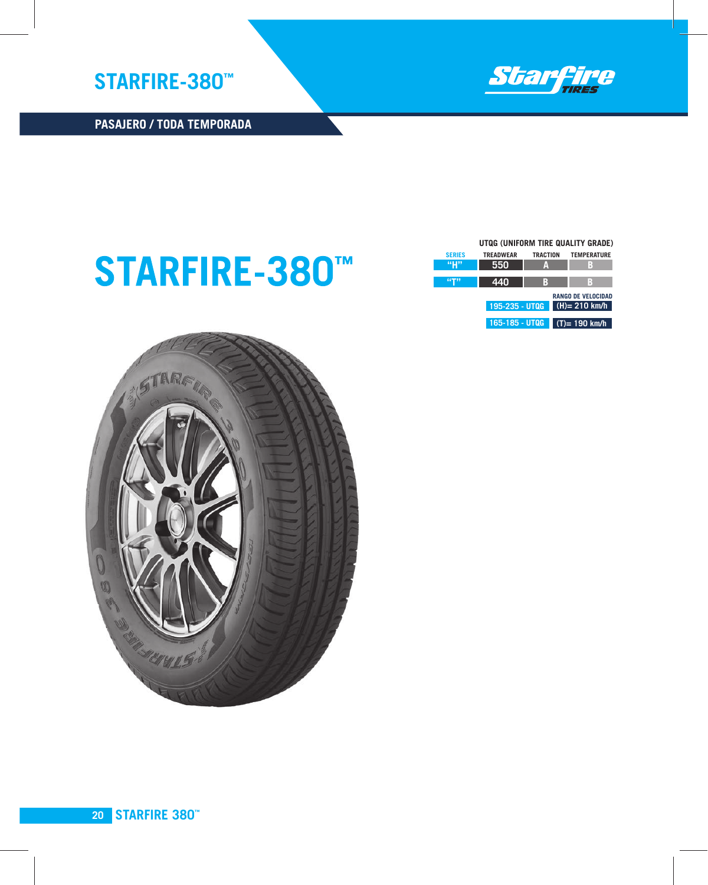## STARFIRE-380™

Starfire TIRES

**PASAJERO / TODA TEMPORADA**

# STARFIRE-380™

**UTQG (UNIFORM TIRE QUALITY GRADE)**

| SERIES | TREADWEAR | TRACTION | TEMPERATURE |
|---|---|---|---|
| “H” | 550 | A | B |
| “T” | 440 | B | B |

| | RANGO DE VELOCIDAD |
|---|---|
| 195-235 - UTQG | (H)= 210 km/h |
| 165-185 - UTQG | (T)= 190 km/h |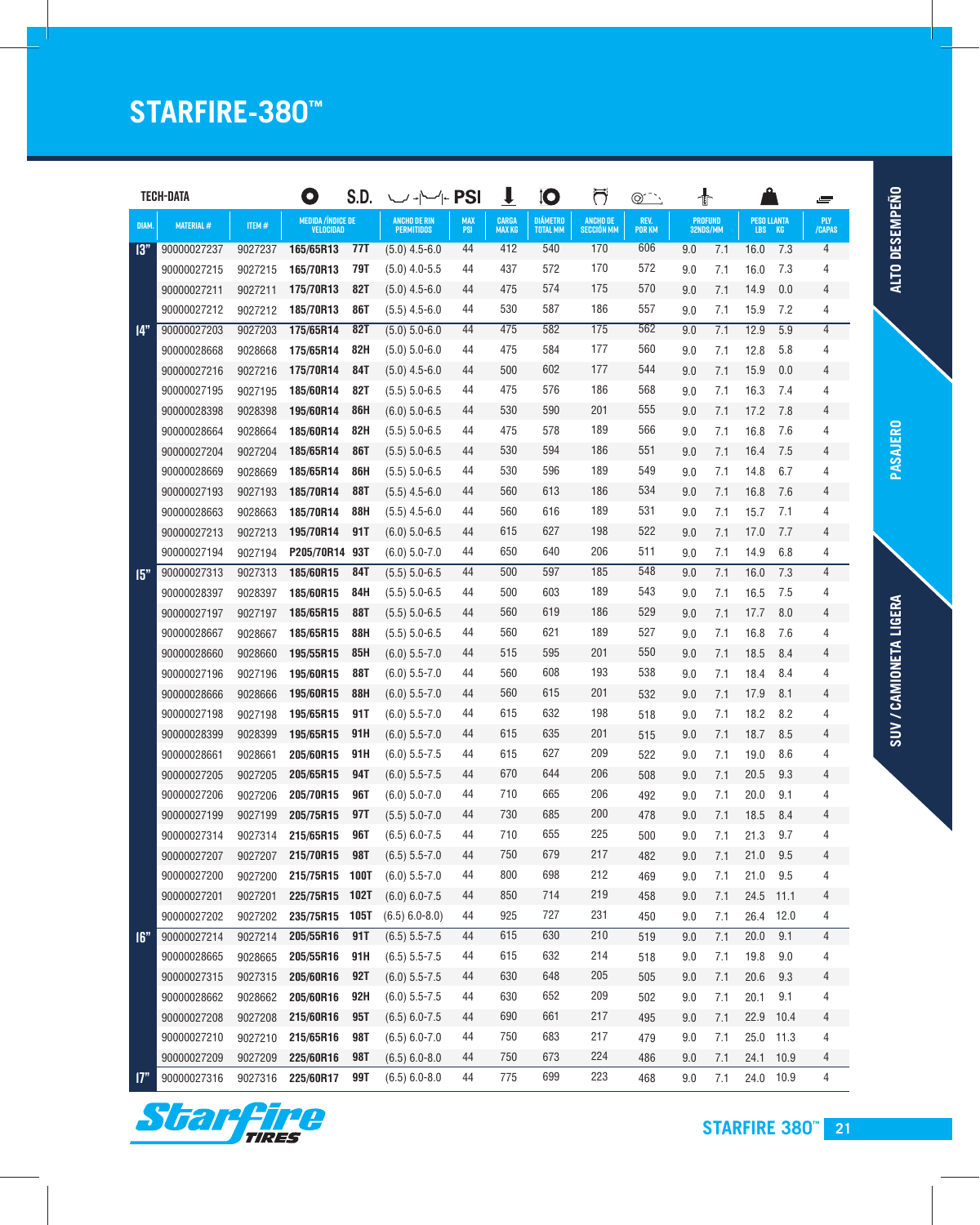# STARFIRE-380™

TECH-DATA

| DIAM. | MATERIAL # | ITEM # | MEDIDA /ÍNDICE DE VELOCIDAD | | ANCHO DE RIN PERMITIDOS | MAX PSI | CARGA MAX KG | DIÁMETRO TOTAL MM | ANCHO DE SECCIÓN MM | REV. POR KM | PROFUND 32NDS/MM | | PESO LLANTA LBS KG | | PLY /CAPAS |
|---|---|---|---|---|---|---|---|---|---|---|---|---|---|---|---|
| 13" | 90000027237 | 9027237 | 165/65R13 | 77T | (5.0) 4.5-6.0 | 44 | 412 | 540 | 170 | 606 | 9.0 | 7.1 | 16.0 | 7.3 | 4 |
| | 90000027215 | 9027215 | 165/70R13 | 79T | (5.0) 4.0-5.5 | 44 | 437 | 572 | 170 | 572 | 9.0 | 7.1 | 16.0 | 7.3 | 4 |
| | 90000027211 | 9027211 | 175/70R13 | 82T | (5.0) 4.5-6.0 | 44 | 475 | 574 | 175 | 570 | 9.0 | 7.1 | 14.9 | 0.0 | 4 |
| | 90000027212 | 9027212 | 185/70R13 | 86T | (5.5) 4.5-6.0 | 44 | 530 | 587 | 186 | 557 | 9.0 | 7.1 | 15.9 | 7.2 | 4 |
| 14" | 90000027203 | 9027203 | 175/65R14 | 82T | (5.0) 5.0-6.0 | 44 | 475 | 582 | 175 | 562 | 9.0 | 7.1 | 12.9 | 5.9 | 4 |
| | 90000028668 | 9028668 | 175/65R14 | 82H | (5.0) 5.0-6.0 | 44 | 475 | 584 | 177 | 560 | 9.0 | 7.1 | 12.8 | 5.8 | 4 |
| | 90000027216 | 9027216 | 175/70R14 | 84T | (5.0) 4.5-6.0 | 44 | 500 | 602 | 177 | 544 | 9.0 | 7.1 | 15.9 | 0.0 | 4 |
| | 90000027195 | 9027195 | 185/60R14 | 82T | (5.5) 5.0-6.5 | 44 | 475 | 576 | 186 | 568 | 9.0 | 7.1 | 16.3 | 7.4 | 4 |
| | 90000028398 | 9028398 | 195/60R14 | 86H | (6.0) 5.0-6.5 | 44 | 530 | 590 | 201 | 555 | 9.0 | 7.1 | 17.2 | 7.8 | 4 |
| | 90000028664 | 9028664 | 185/60R14 | 82H | (5.5) 5.0-6.5 | 44 | 475 | 578 | 189 | 566 | 9.0 | 7.1 | 16.8 | 7.6 | 4 |
| | 90000027204 | 9027204 | 185/65R14 | 86T | (5.5) 5.0-6.5 | 44 | 530 | 594 | 186 | 551 | 9.0 | 7.1 | 16.4 | 7.5 | 4 |
| | 90000028669 | 9028669 | 185/65R14 | 86H | (5.5) 5.0-6.5 | 44 | 530 | 596 | 189 | 549 | 9.0 | 7.1 | 14.8 | 6.7 | 4 |
| | 90000027193 | 9027193 | 185/70R14 | 88T | (5.5) 4.5-6.0 | 44 | 560 | 613 | 186 | 534 | 9.0 | 7.1 | 16.8 | 7.6 | 4 |
| | 90000028663 | 9028663 | 185/70R14 | 88H | (5.5) 4.5-6.0 | 44 | 560 | 616 | 189 | 531 | 9.0 | 7.1 | 15.7 | 7.1 | 4 |
| | 90000027213 | 9027213 | 195/70R14 | 91T | (6.0) 5.0-6.5 | 44 | 615 | 627 | 198 | 522 | 9.0 | 7.1 | 17.0 | 7.7 | 4 |
| | 90000027194 | 9027194 | P205/70R14 | 93T | (6.0) 5.0-7.0 | 44 | 650 | 640 | 206 | 511 | 9.0 | 7.1 | 14.9 | 6.8 | 4 |
| 15" | 90000027313 | 9027313 | 185/60R15 | 84T | (5.5) 5.0-6.5 | 44 | 500 | 597 | 185 | 548 | 9.0 | 7.1 | 16.0 | 7.3 | 4 |
| | 90000028397 | 9028397 | 185/60R15 | 84H | (5.5) 5.0-6.5 | 44 | 500 | 603 | 189 | 543 | 9.0 | 7.1 | 16.5 | 7.5 | 4 |
| | 90000027197 | 9027197 | 185/65R15 | 88T | (5.5) 5.0-6.5 | 44 | 560 | 619 | 186 | 529 | 9.0 | 7.1 | 17.7 | 8.0 | 4 |
| | 90000028667 | 9028667 | 185/65R15 | 88H | (5.5) 5.0-6.5 | 44 | 560 | 621 | 189 | 527 | 9.0 | 7.1 | 16.8 | 7.6 | 4 |
| | 90000028660 | 9028660 | 195/55R15 | 85H | (6.0) 5.5-7.0 | 44 | 515 | 595 | 201 | 550 | 9.0 | 7.1 | 18.5 | 8.4 | 4 |
| | 90000027196 | 9027196 | 195/60R15 | 88T | (6.0) 5.5-7.0 | 44 | 560 | 608 | 193 | 538 | 9.0 | 7.1 | 18.4 | 8.4 | 4 |
| | 90000028666 | 9028666 | 195/60R15 | 88H | (6.0) 5.5-7.0 | 44 | 560 | 615 | 201 | 532 | 9.0 | 7.1 | 17.9 | 8.1 | 4 |
| | 90000027198 | 9027198 | 195/65R15 | 91T | (6.0) 5.5-7.0 | 44 | 615 | 632 | 198 | 518 | 9.0 | 7.1 | 18.2 | 8.2 | 4 |
| | 90000028399 | 9028399 | 195/65R15 | 91H | (6.0) 5.5-7.0 | 44 | 615 | 635 | 201 | 515 | 9.0 | 7.1 | 18.7 | 8.5 | 4 |
| | 90000028661 | 9028661 | 205/60R15 | 91H | (6.0) 5.5-7.5 | 44 | 615 | 627 | 209 | 522 | 9.0 | 7.1 | 19.0 | 8.6 | 4 |
| | 90000027205 | 9027205 | 205/65R15 | 94T | (6.0) 5.5-7.5 | 44 | 670 | 644 | 206 | 508 | 9.0 | 7.1 | 20.5 | 9.3 | 4 |
| | 90000027206 | 9027206 | 205/70R15 | 96T | (6.0) 5.0-7.0 | 44 | 710 | 665 | 206 | 492 | 9.0 | 7.1 | 20.0 | 9.1 | 4 |
| | 90000027199 | 9027199 | 205/75R15 | 97T | (5.5) 5.0-7.0 | 44 | 730 | 685 | 200 | 478 | 9.0 | 7.1 | 18.5 | 8.4 | 4 |
| | 90000027314 | 9027314 | 215/65R15 | 96T | (6.5) 6.0-7.5 | 44 | 710 | 655 | 225 | 500 | 9.0 | 7.1 | 21.3 | 9.7 | 4 |
| | 90000027207 | 9027207 | 215/70R15 | 98T | (6.5) 5.5-7.0 | 44 | 750 | 679 | 217 | 482 | 9.0 | 7.1 | 21.0 | 9.5 | 4 |
| | 90000027200 | 9027200 | 215/75R15 | 100T | (6.0) 5.5-7.0 | 44 | 800 | 698 | 212 | 469 | 9.0 | 7.1 | 21.0 | 9.5 | 4 |
| | 90000027201 | 9027201 | 225/75R15 | 102T | (6.0) 6.0-7.5 | 44 | 850 | 714 | 219 | 458 | 9.0 | 7.1 | 24.5 | 11.1 | 4 |
| | 90000027202 | 9027202 | 235/75R15 | 105T | (6.5) 6.0-8.0) | 44 | 925 | 727 | 231 | 450 | 9.0 | 7.1 | 26.4 | 12.0 | 4 |
| 16" | 90000027214 | 9027214 | 205/55R16 | 91T | (6.5) 5.5-7.5 | 44 | 615 | 630 | 210 | 519 | 9.0 | 7.1 | 20.0 | 9.1 | 4 |
| | 90000028665 | 9028665 | 205/55R16 | 91H | (6.5) 5.5-7.5 | 44 | 615 | 632 | 214 | 518 | 9.0 | 7.1 | 19.8 | 9.0 | 4 |
| | 90000027315 | 9027315 | 205/60R16 | 92T | (6.0) 5.5-7.5 | 44 | 630 | 648 | 205 | 505 | 9.0 | 7.1 | 20.6 | 9.3 | 4 |
| | 90000028662 | 9028662 | 205/60R16 | 92H | (6.0) 5.5-7.5 | 44 | 630 | 652 | 209 | 502 | 9.0 | 7.1 | 20.1 | 9.1 | 4 |
| | 90000027208 | 9027208 | 215/60R16 | 95T | (6.5) 6.0-7.5 | 44 | 690 | 661 | 217 | 495 | 9.0 | 7.1 | 22.9 | 10.4 | 4 |
| | 90000027210 | 9027210 | 215/65R16 | 98T | (6.5) 6.0-7.0 | 44 | 750 | 683 | 217 | 479 | 9.0 | 7.1 | 25.0 | 11.3 | 4 |
| | 90000027209 | 9027209 | 225/60R16 | 98T | (6.5) 6.0-8.0 | 44 | 750 | 673 | 224 | 486 | 9.0 | 7.1 | 24.1 | 10.9 | 4 |
| 17" | 90000027316 | 9027316 | 225/60R17 | 99T | (6.5) 6.0-8.0 | 44 | 775 | 699 | 223 | 468 | 9.0 | 7.1 | 24.0 | 10.9 | 4 |

ALTO DESEMPEÑO

PASAJERO

SUV / CAMIONETA LIGERA

Starfire TIRES

STARFIRE 380™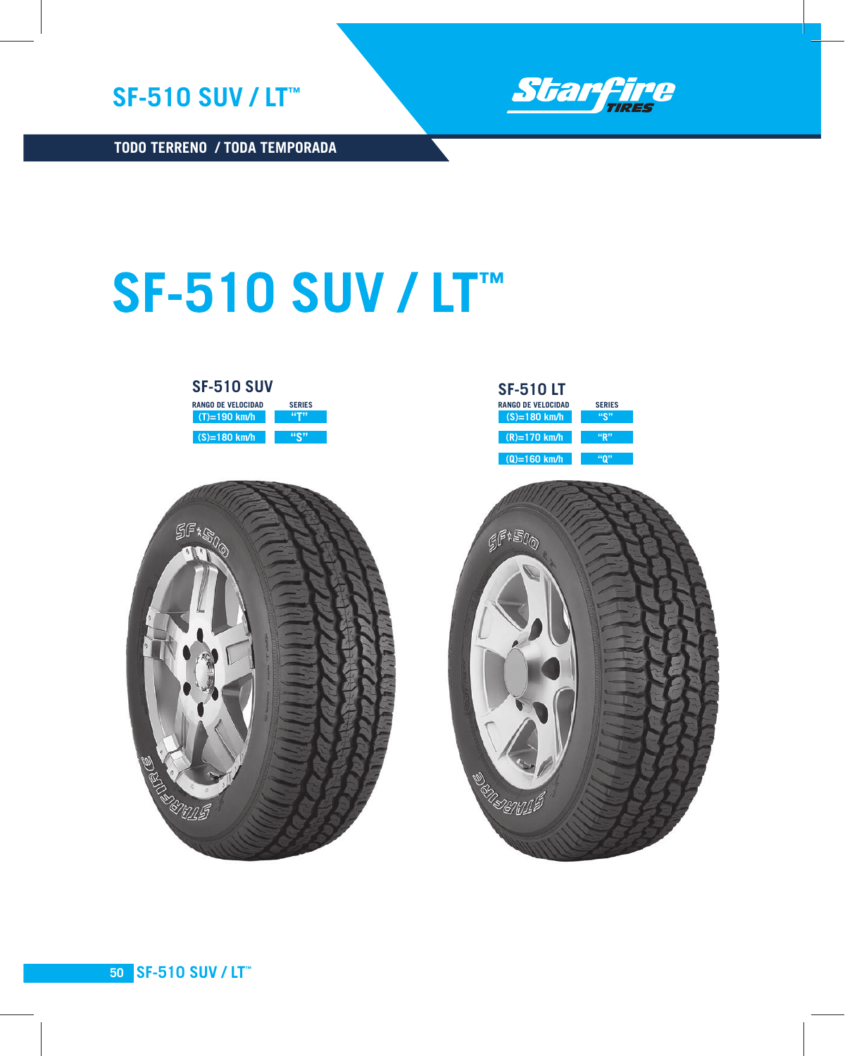# SF-510 SUV / LT™

**TODO TERRENO / TODA TEMPORADA**

## SF-510 SUV

| RANGO DE VELOCIDAD | SERIES |
|---|---|
| (T)=190 km/h | "T" |
| (S)=180 km/h | "S" |

## SF-510 LT

| RANGO DE VELOCIDAD | SERIES |
|---|---|
| (S)=180 km/h | "S" |
| (R)=170 km/h | "R" |
| (Q)=160 km/h | "Q" |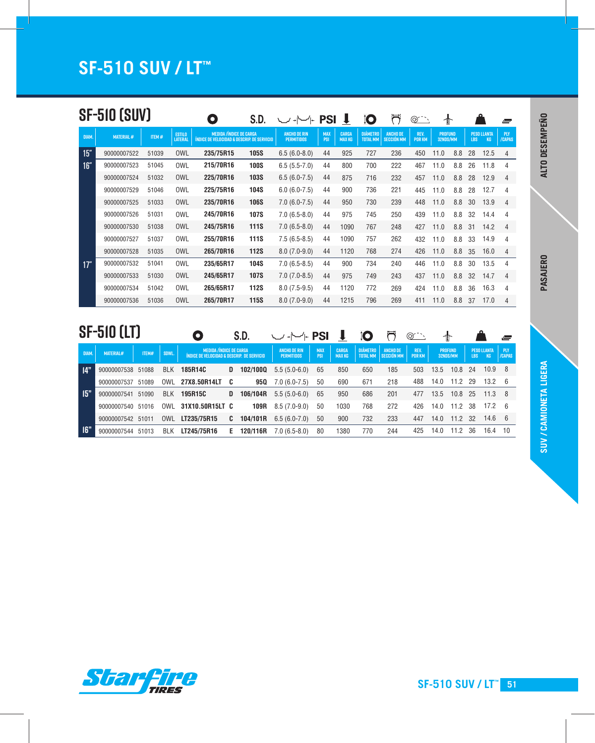# SF-510 SUV / LT™

## SF-510 (SUV)

| DIAM. | MATERIAL # | ITEM # | ESTILO LATERAL | MEDIDA /ÍNDICE DE CARGA ÍNDICE DE VELOCIDAD & DESCRIP. DE SERVICIO | | ANCHO DE RIN PERMITIDOS | MAX PSI | CARGA MAX KG | DIÁMETRO TOTAL MM | ANCHO DE SECCIÓN MM | REV. POR KM | PROFUND 32NDS/MM | | PESO LLANTA LBS | KG | PLY /CAPAS |
|---|---|---|---|---|---|---|---|---|---|---|---|---|---|---|---|---|
| 15" | 90000007522 | 51039 | OWL | 235/75R15 | 105S | 6.5 (6.0-8.0) | 44 | 925 | 727 | 236 | 450 | 11.0 | 8.8 | 28 | 12.5 | 4 |
| 16" | 90000007523 | 51045 | OWL | 215/70R16 | 100S | 6.5 (5.5-7.0) | 44 | 800 | 700 | 222 | 467 | 11.0 | 8.8 | 26 | 11.8 | 4 |
| | 90000007524 | 51032 | OWL | 225/70R16 | 103S | 6.5 (6.0-7.5) | 44 | 875 | 716 | 232 | 457 | 11.0 | 8.8 | 28 | 12.9 | 4 |
| | 90000007529 | 51046 | OWL | 225/75R16 | 104S | 6.0 (6.0-7.5) | 44 | 900 | 736 | 221 | 445 | 11.0 | 8.8 | 28 | 12.7 | 4 |
| | 90000007525 | 51033 | OWL | 235/70R16 | 106S | 7.0 (6.0-7.5) | 44 | 950 | 730 | 239 | 448 | 11.0 | 8.8 | 30 | 13.9 | 4 |
| | 90000007526 | 51031 | OWL | 245/70R16 | 107S | 7.0 (6.5-8.0) | 44 | 975 | 745 | 250 | 439 | 11.0 | 8.8 | 32 | 14.4 | 4 |
| | 90000007530 | 51038 | OWL | 245/75R16 | 111S | 7.0 (6.5-8.0) | 44 | 1090 | 767 | 248 | 427 | 11.0 | 8.8 | 31 | 14.2 | 4 |
| | 90000007527 | 51037 | OWL | 255/70R16 | 111S | 7.5 (6.5-8.5) | 44 | 1090 | 757 | 262 | 432 | 11.0 | 8.8 | 33 | 14.9 | 4 |
| | 90000007528 | 51035 | OWL | 265/70R16 | 112S | 8.0 (7.0-9.0) | 44 | 1120 | 768 | 274 | 426 | 11.0 | 8.8 | 35 | 16.0 | 4 |
| 17" | 90000007532 | 51041 | OWL | 235/65R17 | 104S | 7.0 (6.5-8.5) | 44 | 900 | 734 | 240 | 446 | 11.0 | 8.8 | 30 | 13.5 | 4 |
| | 90000007533 | 51030 | OWL | 245/65R17 | 107S | 7.0 (7.0-8.5) | 44 | 975 | 749 | 243 | 437 | 11.0 | 8.8 | 32 | 14.7 | 4 |
| | 90000007534 | 51042 | OWL | 265/65R17 | 112S | 8.0 (7.5-9.5) | 44 | 1120 | 772 | 269 | 424 | 11.0 | 8.8 | 36 | 16.3 | 4 |
| | 90000007536 | 51036 | OWL | 265/70R17 | 115S | 8.0 (7.0-9.0) | 44 | 1215 | 796 | 269 | 411 | 11.0 | 8.8 | 37 | 17.0 | 4 |

## SF-510 (LT)

| DIAM. | MATERIAL# | ITEM# | SDWL. | MEDIDA /ÍNDICE DE CARGA ÍNDICE DE VELOCIDAD & DESCRIP. DE SERVICIO | | | ANCHO DE RIN PERMITIDOS | MAX PSI | CARGA MAX KG | DIÁMETRO TOTAL MM | ANCHO DE SECCIÓN MM | REV. POR KM | PROFUND 32NDS/MM | | PESO LLANTA LBS | KG | PLY /CAPAS |
|---|---|---|---|---|---|---|---|---|---|---|---|---|---|---|---|---|---|
| 14" | 90000007538 | 51088 | BLK | 185R14C | D | 102/100Q | 5.5 (5.0-6.0) | 65 | 850 | 650 | 185 | 503 | 13.5 | 10.8 | 24 | 10.9 | 8 |
| | 90000007537 | 51089 | OWL | 27X8.50R14LT | C | 95Q | 7.0 (6.0-7.5) | 50 | 690 | 671 | 218 | 488 | 14.0 | 11.2 | 29 | 13.2 | 6 |
| 15" | 90000007541 | 51090 | BLK | 195R15C | D | 106/104R | 5.5 (5.0-6.0) | 65 | 950 | 686 | 201 | 477 | 13.5 | 10.8 | 25 | 11.3 | 8 |
| | 90000007540 | 51016 | OWL | 31X10.50R15LT | C | 109R | 8.5 (7.0-9.0) | 50 | 1030 | 768 | 272 | 426 | 14.0 | 11.2 | 38 | 17.2 | 6 |
| | 90000007542 | 51011 | OWL | LT235/75R15 | C | 104/101R | 6.5 (6.0-7.0) | 50 | 900 | 732 | 233 | 447 | 14.0 | 11.2 | 32 | 14.6 | 6 |
| 16" | 90000007544 | 51013 | BLK | LT245/75R16 | E | 120/116R | 7.0 (6.5-8.0) | 80 | 1380 | 770 | 244 | 425 | 14.0 | 11.2 | 36 | 16.4 | 10 |

ALTO DESEMPEÑO

PASAJERO

SUV / CAMIONETA LIGERA

Starfire TIRES